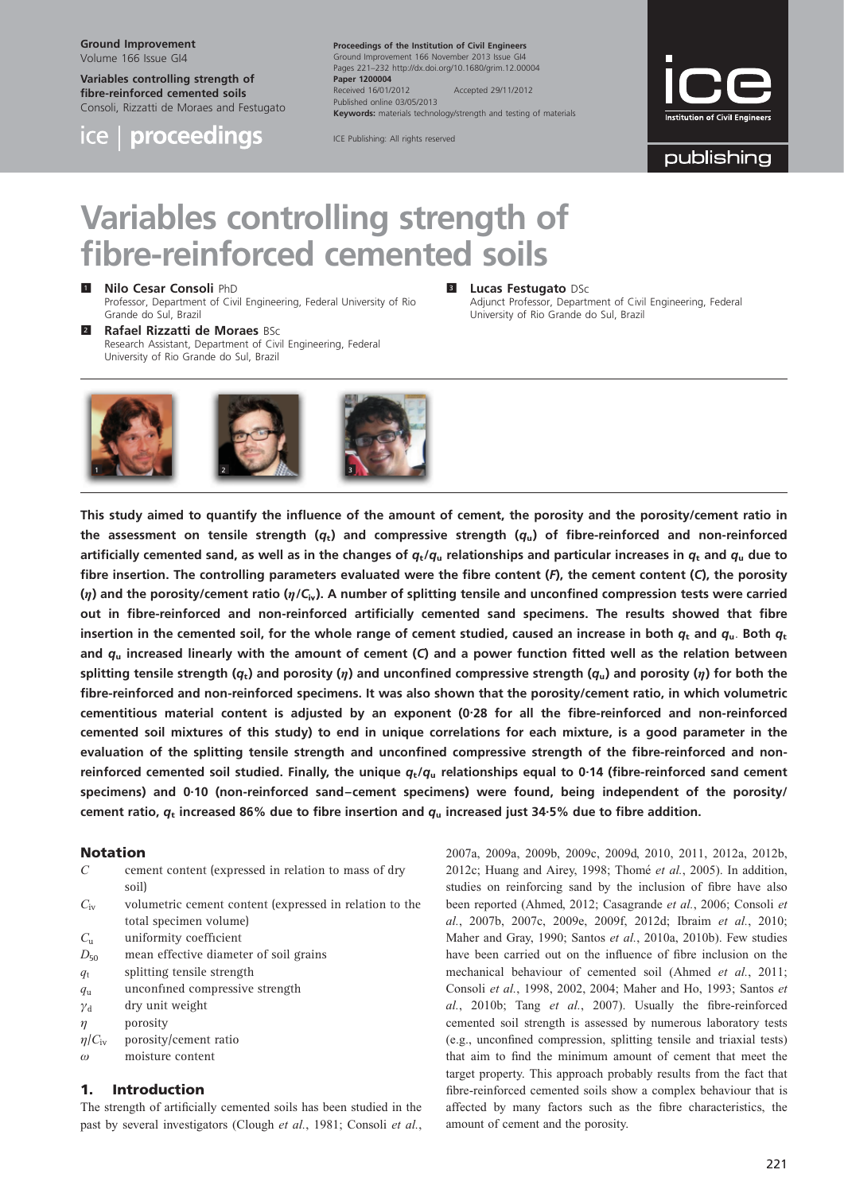# Variables controlling strength of fibre-reinforced cemented soils

**1 Nilo Cesar Consoli** PhD
Professor, Department of Civil Engineering, Federal University of Rio Grande do Sul, Brazil

**2 Rafael Rizzatti de Moraes** BSc
Research Assistant, Department of Civil Engineering, Federal University of Rio Grande do Sul, Brazil

**3 Lucas Festugato** DSc
Adjunct Professor, Department of Civil Engineering, Federal University of Rio Grande do Sul, Brazil

**This study aimed to quantify the influence of the amount of cement, the porosity and the porosity/cement ratio in the assessment on tensile strength ($q_t$) and compressive strength ($q_u$) of fibre-reinforced and non-reinforced artificially cemented sand, as well as in the changes of $q_t/q_u$ relationships and particular increases in $q_t$ and $q_u$ due to fibre insertion. The controlling parameters evaluated were the fibre content (*F*), the cement content (*C*), the porosity ($\eta$) and the porosity/cement ratio ($\eta/C_{iv}$). A number of splitting tensile and unconfined compression tests were carried out in fibre-reinforced and non-reinforced artificially cemented sand specimens. The results showed that fibre insertion in the cemented soil, for the whole range of cement studied, caused an increase in both $q_t$ and $q_u$. Both $q_t$ and $q_u$ increased linearly with the amount of cement (*C*) and a power function fitted well as the relation between splitting tensile strength ($q_t$) and porosity ($\eta$) and unconfined compressive strength ($q_u$) and porosity ($\eta$) for both the fibre-reinforced and non-reinforced specimens. It was also shown that the porosity/cement ratio, in which volumetric cementitious material content is adjusted by an exponent (0·28 for all the fibre-reinforced and non-reinforced cemented soil mixtures of this study) to end in unique correlations for each mixture, is a good parameter in the evaluation of the splitting tensile strength and unconfined compressive strength of the fibre-reinforced and non-reinforced cemented soil studied. Finally, the unique $q_t/q_u$ relationships equal to 0·14 (fibre-reinforced sand cement specimens) and 0·10 (non-reinforced sand–cement specimens) were found, being independent of the porosity/cement ratio, $q_t$ increased 86% due to fibre insertion and $q_u$ increased just 34·5% due to fibre addition.**

## Notation

| | |
|---|---|
| $C$ | cement content (expressed in relation to mass of dry soil) |
| $C_{iv}$ | volumetric cement content (expressed in relation to the total specimen volume) |
| $C_u$ | uniformity coefficient |
| $D_{50}$ | mean effective diameter of soil grains |
| $q_t$ | splitting tensile strength |
| $q_u$ | unconfined compressive strength |
| $\gamma_d$ | dry unit weight |
| $\eta$ | porosity |
| $\eta/C_{iv}$ | porosity/cement ratio |
| $\omega$ | moisture content |

## 1. Introduction

The strength of artificially cemented soils has been studied in the past by several investigators (Clough *et al.*, 1981; Consoli *et al.*, 2007a, 2009a, 2009b, 2009c, 2009d, 2010, 2011, 2012a, 2012b, 2012c; Huang and Airey, 1998; Thomé *et al.*, 2005). In addition, studies on reinforcing sand by the inclusion of fibre have also been reported (Ahmed, 2012; Casagrande *et al.*, 2006; Consoli *et al.*, 2007b, 2007c, 2009e, 2009f, 2012d; Ibraim *et al.*, 2010; Maher and Gray, 1990; Santos *et al.*, 2010a, 2010b). Few studies have been carried out on the influence of fibre inclusion on the mechanical behaviour of cemented soil (Ahmed *et al.*, 2011; Consoli *et al.*, 1998, 2002, 2004; Maher and Ho, 1993; Santos *et al.*, 2010b; Tang *et al.*, 2007). Usually the fibre-reinforced cemented soil strength is assessed by numerous laboratory tests (e.g., unconfined compression, splitting tensile and triaxial tests) that aim to find the minimum amount of cement that meet the target property. This approach probably results from the fact that fibre-reinforced cemented soils show a complex behaviour that is affected by many factors such as the fibre characteristics, the amount of cement and the porosity.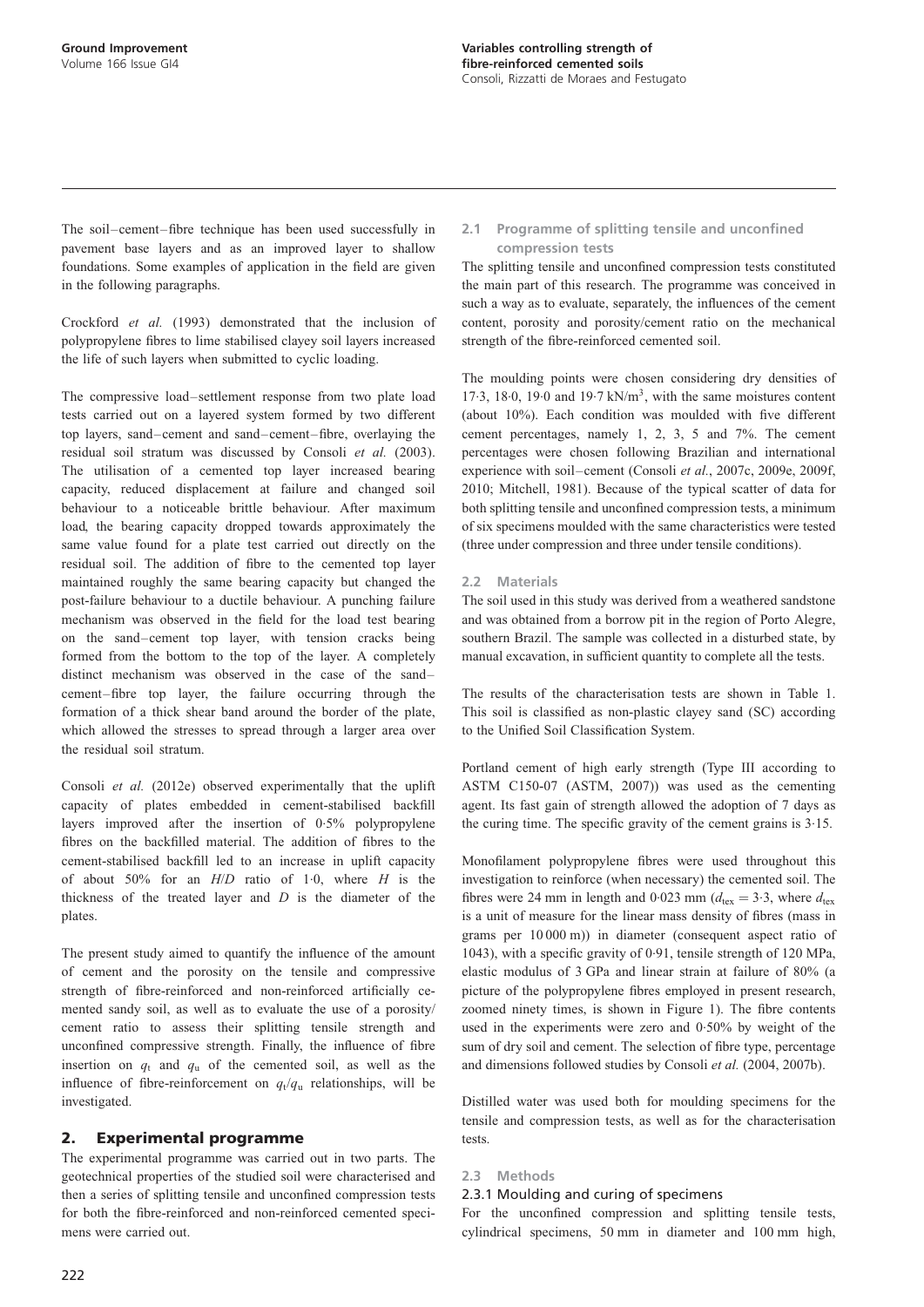The soil–cement–fibre technique has been used successfully in pavement base layers and as an improved layer to shallow foundations. Some examples of application in the field are given in the following paragraphs.

Crockford *et al.* (1993) demonstrated that the inclusion of polypropylene fibres to lime stabilised clayey soil layers increased the life of such layers when submitted to cyclic loading.

The compressive load–settlement response from two plate load tests carried out on a layered system formed by two different top layers, sand–cement and sand–cement–fibre, overlaying the residual soil stratum was discussed by Consoli *et al.* (2003). The utilisation of a cemented top layer increased bearing capacity, reduced displacement at failure and changed soil behaviour to a noticeable brittle behaviour. After maximum load, the bearing capacity dropped towards approximately the same value found for a plate test carried out directly on the residual soil. The addition of fibre to the cemented top layer maintained roughly the same bearing capacity but changed the post-failure behaviour to a ductile behaviour. A punching failure mechanism was observed in the field for the load test bearing on the sand–cement top layer, with tension cracks being formed from the bottom to the top of the layer. A completely distinct mechanism was observed in the case of the sand–cement–fibre top layer, the failure occurring through the formation of a thick shear band around the border of the plate, which allowed the stresses to spread through a larger area over the residual soil stratum.

Consoli *et al.* (2012e) observed experimentally that the uplift capacity of plates embedded in cement-stabilised backfill layers improved after the insertion of 0·5% polypropylene fibres on the backfilled material. The addition of fibres to the cement-stabilised backfill led to an increase in uplift capacity of about 50% for an $H/D$ ratio of 1·0, where $H$ is the thickness of the treated layer and $D$ is the diameter of the plates.

The present study aimed to quantify the influence of the amount of cement and the porosity on the tensile and compressive strength of fibre-reinforced and non-reinforced artificially cemented sandy soil, as well as to evaluate the use of a porosity/cement ratio to assess their splitting tensile strength and unconfined compressive strength. Finally, the influence of fibre insertion on $q_t$ and $q_u$ of the cemented soil, as well as the influence of fibre-reinforcement on $q_t/q_u$ relationships, will be investigated.

## 2. Experimental programme

The experimental programme was carried out in two parts. The geotechnical properties of the studied soil were characterised and then a series of splitting tensile and unconfined compression tests for both the fibre-reinforced and non-reinforced cemented specimens were carried out.

### 2.1 Programme of splitting tensile and unconfined compression tests

The splitting tensile and unconfined compression tests constituted the main part of this research. The programme was conceived in such a way as to evaluate, separately, the influences of the cement content, porosity and porosity/cement ratio on the mechanical strength of the fibre-reinforced cemented soil.

The moulding points were chosen considering dry densities of 17·3, 18·0, 19·0 and 19·7 kN/m$^3$, with the same moistures content (about 10%). Each condition was moulded with five different cement percentages, namely 1, 2, 3, 5 and 7%. The cement percentages were chosen following Brazilian and international experience with soil–cement (Consoli *et al.*, 2007c, 2009e, 2009f, 2010; Mitchell, 1981). Because of the typical scatter of data for both splitting tensile and unconfined compression tests, a minimum of six specimens moulded with the same characteristics were tested (three under compression and three under tensile conditions).

### 2.2 Materials

The soil used in this study was derived from a weathered sandstone and was obtained from a borrow pit in the region of Porto Alegre, southern Brazil. The sample was collected in a disturbed state, by manual excavation, in sufficient quantity to complete all the tests.

The results of the characterisation tests are shown in Table 1. This soil is classified as non-plastic clayey sand (SC) according to the Unified Soil Classification System.

Portland cement of high early strength (Type III according to ASTM C150-07 (ASTM, 2007)) was used as the cementing agent. Its fast gain of strength allowed the adoption of 7 days as the curing time. The specific gravity of the cement grains is 3·15.

Monofilament polypropylene fibres were used throughout this investigation to reinforce (when necessary) the cemented soil. The fibres were 24 mm in length and 0·023 mm ($d_{tex} = 3{\cdot}3$, where $d_{tex}$ is a unit of measure for the linear mass density of fibres (mass in grams per 10 000 m)) in diameter (consequent aspect ratio of 1043), with a specific gravity of 0·91, tensile strength of 120 MPa, elastic modulus of 3 GPa and linear strain at failure of 80% (a picture of the polypropylene fibres employed in present research, zoomed ninety times, is shown in Figure 1). The fibre contents used in the experiments were zero and 0·50% by weight of the sum of dry soil and cement. The selection of fibre type, percentage and dimensions followed studies by Consoli *et al.* (2004, 2007b).

Distilled water was used both for moulding specimens for the tensile and compression tests, as well as for the characterisation tests.

### 2.3 Methods

#### 2.3.1 Moulding and curing of specimens

For the unconfined compression and splitting tensile tests, cylindrical specimens, 50 mm in diameter and 100 mm high,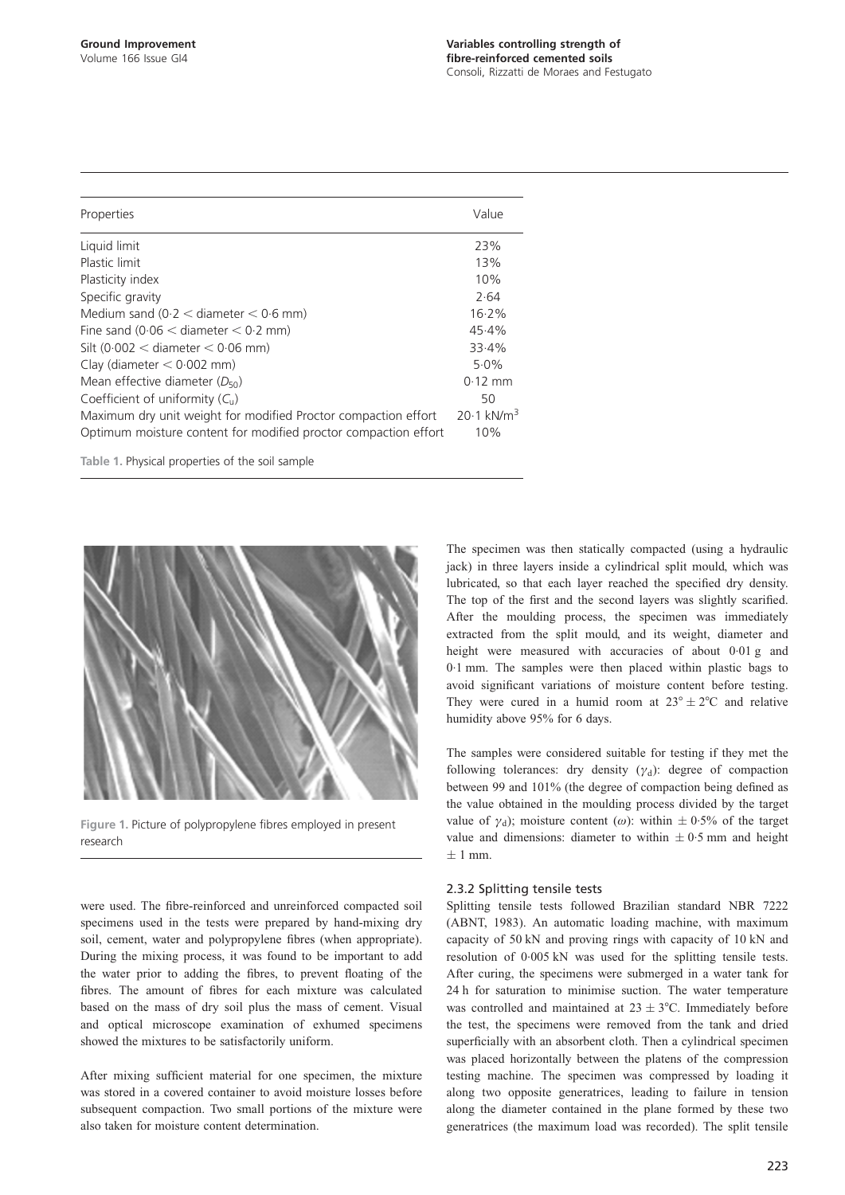| Properties | Value |
|---|---|
| Liquid limit | 23% |
| Plastic limit | 13% |
| Plasticity index | 10% |
| Specific gravity | 2·64 |
| Medium sand (0·2 < diameter < 0·6 mm) | 16·2% |
| Fine sand (0·06 < diameter < 0·2 mm) | 45·4% |
| Silt (0·002 < diameter < 0·06 mm) | 33·4% |
| Clay (diameter < 0·002 mm) | 5·0% |
| Mean effective diameter ($D_{50}$) | 0·12 mm |
| Coefficient of uniformity ($C_u$) | 50 |
| Maximum dry unit weight for modified Proctor compaction effort | 20·1 kN/m$^3$ |
| Optimum moisture content for modified proctor compaction effort | 10% |

Table 1. Physical properties of the soil sample

Figure 1. Picture of polypropylene fibres employed in present research

were used. The fibre-reinforced and unreinforced compacted soil specimens used in the tests were prepared by hand-mixing dry soil, cement, water and polypropylene fibres (when appropriate). During the mixing process, it was found to be important to add the water prior to adding the fibres, to prevent floating of the fibres. The amount of fibres for each mixture was calculated based on the mass of dry soil plus the mass of cement. Visual and optical microscope examination of exhumed specimens showed the mixtures to be satisfactorily uniform.

After mixing sufficient material for one specimen, the mixture was stored in a covered container to avoid moisture losses before subsequent compaction. Two small portions of the mixture were also taken for moisture content determination.

The specimen was then statically compacted (using a hydraulic jack) in three layers inside a cylindrical split mould, which was lubricated, so that each layer reached the specified dry density. The top of the first and the second layers was slightly scarified. After the moulding process, the specimen was immediately extracted from the split mould, and its weight, diameter and height were measured with accuracies of about 0·01 g and 0·1 mm. The samples were then placed within plastic bags to avoid significant variations of moisture content before testing. They were cured in a humid room at $23° \pm 2°$C and relative humidity above 95% for 6 days.

The samples were considered suitable for testing if they met the following tolerances: dry density ($\gamma_d$): degree of compaction between 99 and 101% (the degree of compaction being defined as the value obtained in the moulding process divided by the target value of $\gamma_d$); moisture content ($\omega$): within $\pm$ 0·5% of the target value and dimensions: diameter to within $\pm$ 0·5 mm and height $\pm$ 1 mm.

### 2.3.2 Splitting tensile tests

Splitting tensile tests followed Brazilian standard NBR 7222 (ABNT, 1983). An automatic loading machine, with maximum capacity of 50 kN and proving rings with capacity of 10 kN and resolution of 0·005 kN was used for the splitting tensile tests. After curing, the specimens were submerged in a water tank for 24 h for saturation to minimise suction. The water temperature was controlled and maintained at $23 \pm 3$°C. Immediately before the test, the specimens were removed from the tank and dried superficially with an absorbent cloth. Then a cylindrical specimen was placed horizontally between the platens of the compression testing machine. The specimen was compressed by loading it along two opposite generatrices, leading to failure in tension along the diameter contained in the plane formed by these two generatrices (the maximum load was recorded). The split tensile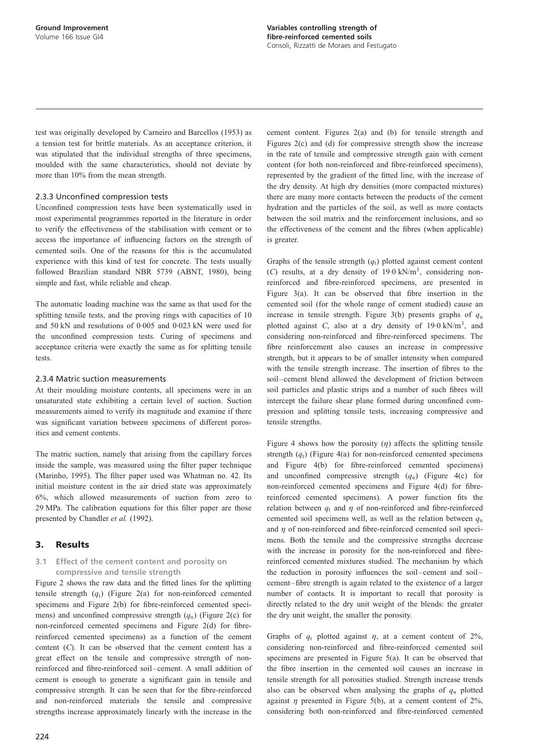test was originally developed by Carneiro and Barcellos (1953) as a tension test for brittle materials. As an acceptance criterion, it was stipulated that the individual strengths of three specimens, moulded with the same characteristics, should not deviate by more than 10% from the mean strength.

#### 2.3.3 Unconfined compression tests

Unconfined compression tests have been systematically used in most experimental programmes reported in the literature in order to verify the effectiveness of the stabilisation with cement or to access the importance of influencing factors on the strength of cemented soils. One of the reasons for this is the accumulated experience with this kind of test for concrete. The tests usually followed Brazilian standard NBR 5739 (ABNT, 1980), being simple and fast, while reliable and cheap.

The automatic loading machine was the same as that used for the splitting tensile tests, and the proving rings with capacities of 10 and 50 kN and resolutions of 0·005 and 0·023 kN were used for the unconfined compression tests. Curing of specimens and acceptance criteria were exactly the same as for splitting tensile tests.

#### 2.3.4 Matric suction measurements

At their moulding moisture contents, all specimens were in an unsaturated state exhibiting a certain level of suction. Suction measurements aimed to verify its magnitude and examine if there was significant variation between specimens of different porosities and cement contents.

The matric suction, namely that arising from the capillary forces inside the sample, was measured using the filter paper technique (Marinho, 1995). The filter paper used was Whatman no. 42. Its initial moisture content in the air dried state was approximately 6%, which allowed measurements of suction from zero to 29 MPa. The calibration equations for this filter paper are those presented by Chandler *et al.* (1992).

## 3. Results

### 3.1 Effect of the cement content and porosity on compressive and tensile strength

Figure 2 shows the raw data and the fitted lines for the splitting tensile strength ($q_t$) (Figure 2(a) for non-reinforced cemented specimens and Figure 2(b) for fibre-reinforced cemented specimens) and unconfined compressive strength ($q_u$) (Figure 2(c) for non-reinforced cemented specimens and Figure 2(d) for fibre-reinforced cemented specimens) as a function of the cement content ($C$). It can be observed that the cement content has a great effect on the tensile and compressive strength of non-reinforced and fibre-reinforced soil–cement. A small addition of cement is enough to generate a significant gain in tensile and compressive strength. It can be seen that for the fibre-reinforced and non-reinforced materials the tensile and compressive strengths increase approximately linearly with the increase in the cement content. Figures 2(a) and (b) for tensile strength and Figures 2(c) and (d) for compressive strength show the increase in the rate of tensile and compressive strength gain with cement content (for both non-reinforced and fibre-reinforced specimens), represented by the gradient of the fitted line, with the increase of the dry density. At high dry densities (more compacted mixtures) there are many more contacts between the products of the cement hydration and the particles of the soil, as well as more contacts between the soil matrix and the reinforcement inclusions, and so the effectiveness of the cement and the fibres (when applicable) is greater.

Graphs of the tensile strength ($q_t$) plotted against cement content ($C$) results, at a dry density of 19·0 kN/m$^3$, considering non-reinforced and fibre-reinforced specimens, are presented in Figure 3(a). It can be observed that fibre insertion in the cemented soil (for the whole range of cement studied) cause an increase in tensile strength. Figure 3(b) presents graphs of $q_u$ plotted against $C$, also at a dry density of 19·0 kN/m$^3$, and considering non-reinforced and fibre-reinforced specimens. The fibre reinforcement also causes an increase in compressive strength, but it appears to be of smaller intensity when compared with the tensile strength increase. The insertion of fibres to the soil–cement blend allowed the development of friction between soil particles and plastic strips and a number of such fibres will intercept the failure shear plane formed during unconfined compression and splitting tensile tests, increasing compressive and tensile strengths.

Figure 4 shows how the porosity ($\eta$) affects the splitting tensile strength ($q_t$) (Figure 4(a) for non-reinforced cemented specimens and Figure 4(b) for fibre-reinforced cemented specimens) and unconfined compressive strength ($q_u$) (Figure 4(c) for non-reinforced cemented specimens and Figure 4(d) for fibre-reinforced cemented specimens). A power function fits the relation between $q_t$ and $\eta$ of non-reinforced and fibre-reinforced cemented soil specimens well, as well as the relation between $q_u$ and $\eta$ of non-reinforced and fibre-reinforced cemented soil specimens. Both the tensile and the compressive strengths decrease with the increase in porosity for the non-reinforced and fibre-reinforced cemented mixtures studied. The mechanism by which the reduction in porosity influences the soil–cement and soil–cement–fibre strength is again related to the existence of a larger number of contacts. It is important to recall that porosity is directly related to the dry unit weight of the blends: the greater the dry unit weight, the smaller the porosity.

Graphs of $q_t$ plotted against $\eta$, at a cement content of 2%, considering non-reinforced and fibre-reinforced cemented soil specimens are presented in Figure 5(a). It can be observed that the fibre insertion in the cemented soil causes an increase in tensile strength for all porosities studied. Strength increase trends also can be observed when analysing the graphs of $q_u$ plotted against $\eta$ presented in Figure 5(b), at a cement content of 2%, considering both non-reinforced and fibre-reinforced cemented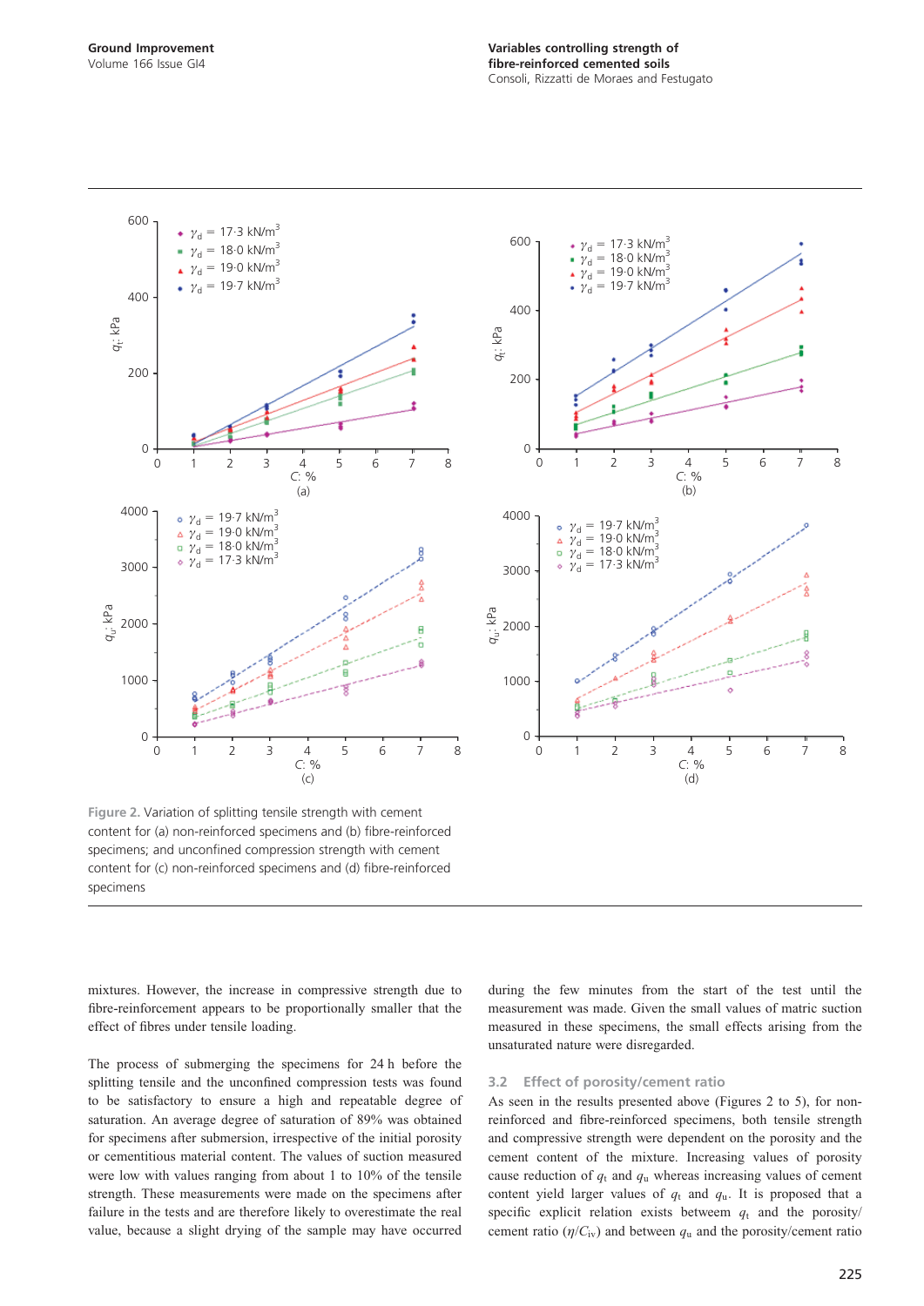Figure 2. Variation of splitting tensile strength with cement content for (a) non-reinforced specimens and (b) fibre-reinforced specimens; and unconfined compression strength with cement content for (c) non-reinforced specimens and (d) fibre-reinforced specimens

mixtures. However, the increase in compressive strength due to fibre-reinforcement appears to be proportionally smaller that the effect of fibres under tensile loading.

The process of submerging the specimens for 24 h before the splitting tensile and the unconfined compression tests was found to be satisfactory to ensure a high and repeatable degree of saturation. An average degree of saturation of 89% was obtained for specimens after submersion, irrespective of the initial porosity or cementitious material content. The values of suction measured were low with values ranging from about 1 to 10% of the tensile strength. These measurements were made on the specimens after failure in the tests and are therefore likely to overestimate the real value, because a slight drying of the sample may have occurred during the few minutes from the start of the test until the measurement was made. Given the small values of matric suction measured in these specimens, the small effects arising from the unsaturated nature were disregarded.

### 3.2 Effect of porosity/cement ratio

As seen in the results presented above (Figures 2 to 5), for non-reinforced and fibre-reinforced specimens, both tensile strength and compressive strength were dependent on the porosity and the cement content of the mixture. Increasing values of porosity cause reduction of $q_t$ and $q_u$ whereas increasing values of cement content yield larger values of $q_t$ and $q_u$. It is proposed that a specific explicit relation exists between $q_t$ and the porosity/cement ratio ($\eta/C_{iv}$) and between $q_u$ and the porosity/cement ratio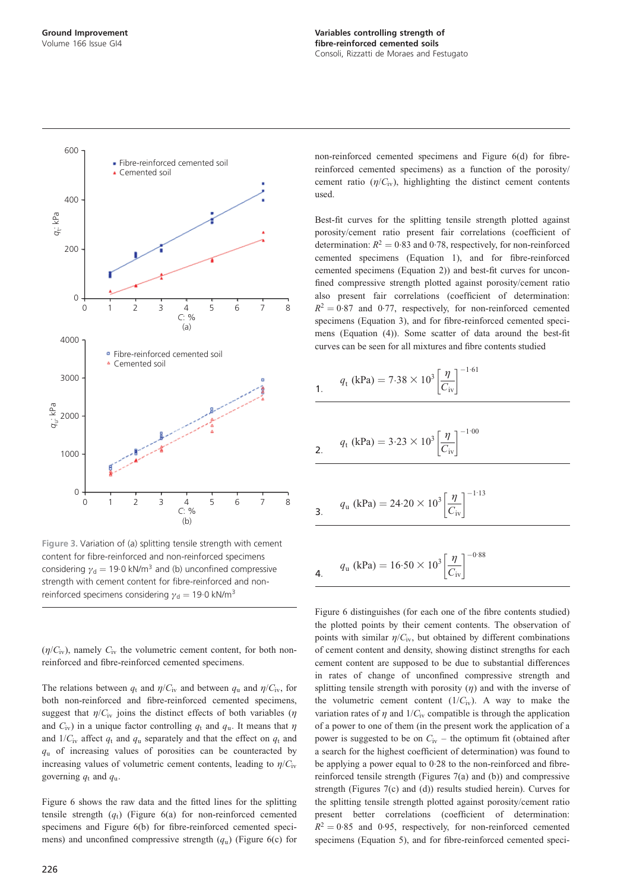Figure 3. Variation of (a) splitting tensile strength with cement content for fibre-reinforced and non-reinforced specimens considering $\gamma_d = 19.0$ kN/m$^3$ and (b) unconfined compressive strength with cement content for fibre-reinforced and non-reinforced specimens considering $\gamma_d = 19.0$ kN/m$^3$

$(\eta/C_{iv})$, namely $C_{iv}$ the volumetric cement content, for both non-reinforced and fibre-reinforced cemented specimens.

The relations between $q_t$ and $\eta/C_{iv}$ and between $q_u$ and $\eta/C_{iv}$, for both non-reinforced and fibre-reinforced cemented specimens, suggest that $\eta/C_{iv}$ joins the distinct effects of both variables ($\eta$ and $C_{iv}$) in a unique factor controlling $q_t$ and $q_u$. It means that $\eta$ and $1/C_{iv}$ affect $q_t$ and $q_u$ separately and that the effect on $q_t$ and $q_u$ of increasing values of porosities can be counteracted by increasing values of volumetric cement contents, leading to $\eta/C_{iv}$ governing $q_t$ and $q_u$.

Figure 6 shows the raw data and the fitted lines for the splitting tensile strength ($q_t$) (Figure 6(a) for non-reinforced cemented specimens and Figure 6(b) for fibre-reinforced cemented specimens) and unconfined compressive strength ($q_u$) (Figure 6(c) for non-reinforced cemented specimens and Figure 6(d) for fibre-reinforced cemented specimens) as a function of the porosity/cement ratio ($\eta/C_{iv}$), highlighting the distinct cement contents used.

Best-fit curves for the splitting tensile strength plotted against porosity/cement ratio present fair correlations (coefficient of determination: $R^2 = 0{\cdot}83$ and 0·78, respectively, for non-reinforced cemented specimens (Equation 1), and for fibre-reinforced cemented specimens (Equation 2)) and best-fit curves for unconfined compressive strength plotted against porosity/cement ratio also present fair correlations (coefficient of determination: $R^2 = 0{\cdot}87$ and 0·77, respectively, for non-reinforced cemented specimens (Equation 3), and for fibre-reinforced cemented specimens (Equation (4)). Some scatter of data around the best-fit curves can be seen for all mixtures and fibre contents studied

1. $$q_t \text{ (kPa)} = 7{\cdot}38 \times 10^3 \left[\frac{\eta}{C_{iv}}\right]^{-1{\cdot}61}$$

2. $$q_t \text{ (kPa)} = 3{\cdot}23 \times 10^3 \left[\frac{\eta}{C_{iv}}\right]^{-1{\cdot}00}$$

3. $$q_u \text{ (kPa)} = 24{\cdot}20 \times 10^3 \left[\frac{\eta}{C_{iv}}\right]^{-1{\cdot}13}$$

4. $$q_u \text{ (kPa)} = 16{\cdot}50 \times 10^3 \left[\frac{\eta}{C_{iv}}\right]^{-0{\cdot}88}$$

Figure 6 distinguishes (for each one of the fibre contents studied) the plotted points by their cement contents. The observation of points with similar $\eta/C_{iv}$, but obtained by different combinations of cement content and density, showing distinct strengths for each cement content are supposed to be due to substantial differences in rates of change of unconfined compressive strength and splitting tensile strength with porosity ($\eta$) and with the inverse of the volumetric cement content ($1/C_{iv}$). A way to make the variation rates of $\eta$ and $1/C_{iv}$ compatible is through the application of a power to one of them (in the present work the application of a power is suggested to be on $C_{iv}$ – the optimum fit (obtained after a search for the highest coefficient of determination) was found to be applying a power equal to 0·28 to the non-reinforced and fibre-reinforced tensile strength (Figures 7(a) and (b)) and compressive strength (Figures 7(c) and (d)) results studied herein). Curves for the splitting tensile strength plotted against porosity/cement ratio present better correlations (coefficient of determination: $R^2 = 0{\cdot}85$ and 0·95, respectively, for non-reinforced cemented specimens (Equation 5), and for fibre-reinforced cemented speci-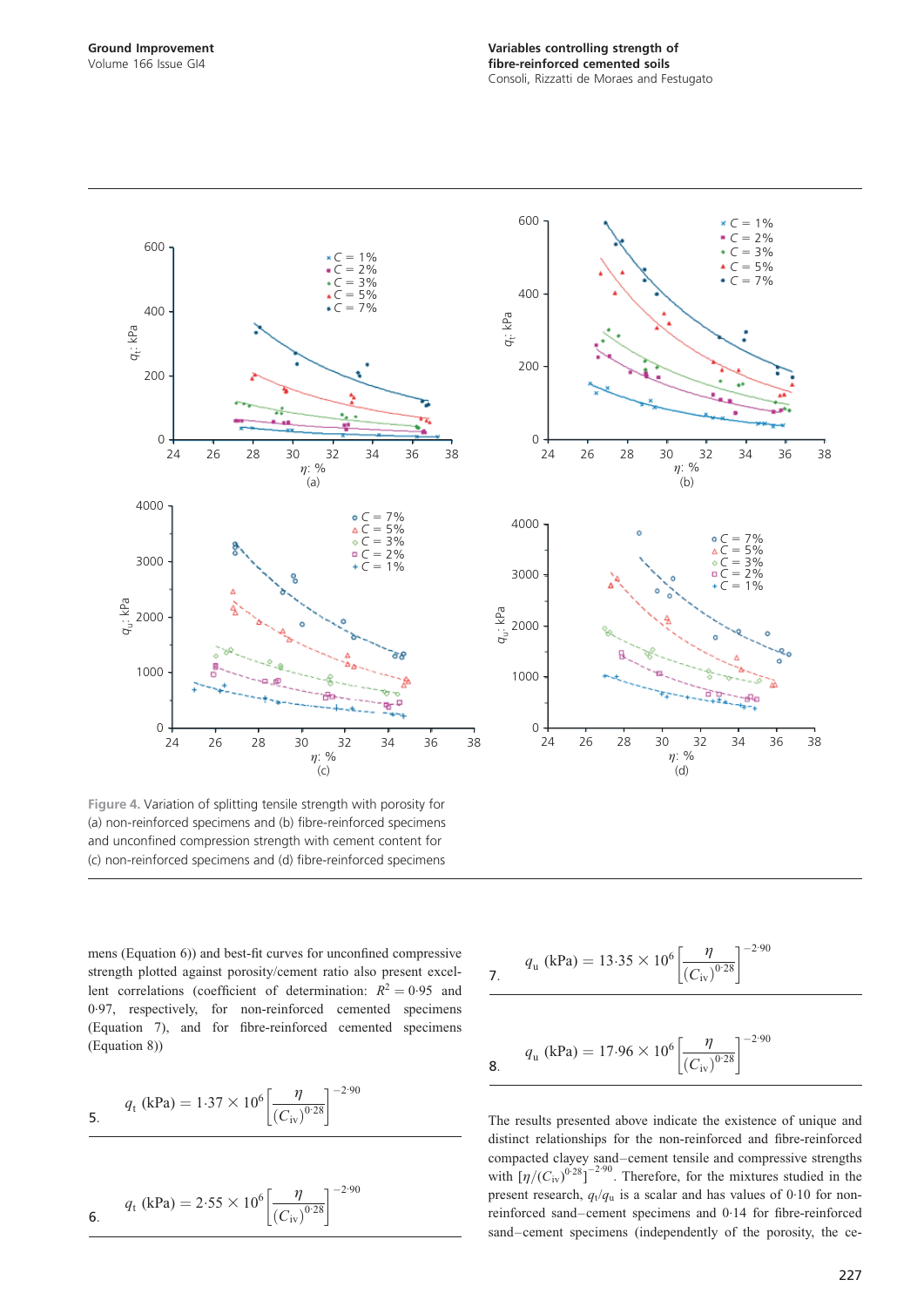Figure 4. Variation of splitting tensile strength with porosity for (a) non-reinforced specimens and (b) fibre-reinforced specimens and unconfined compression strength with cement content for (c) non-reinforced specimens and (d) fibre-reinforced specimens

mens (Equation 6)) and best-fit curves for unconfined compressive strength plotted against porosity/cement ratio also present excellent correlations (coefficient of determination: $R^2 = 0{\cdot}95$ and 0·97, respectively, for non-reinforced cemented specimens (Equation 7), and for fibre-reinforced cemented specimens (Equation 8))

$$q_t \text{ (kPa)} = 1{\cdot}37 \times 10^6 \left[ \frac{\eta}{(C_{iv})^{0{\cdot}28}} \right]^{-2{\cdot}90} \tag{5}$$

$$q_t \text{ (kPa)} = 2{\cdot}55 \times 10^6 \left[ \frac{\eta}{(C_{iv})^{0{\cdot}28}} \right]^{-2{\cdot}90} \tag{6}$$

$$q_u \text{ (kPa)} = 13{\cdot}35 \times 10^6 \left[ \frac{\eta}{(C_{iv})^{0{\cdot}28}} \right]^{-2{\cdot}90} \tag{7}$$

$$q_u \text{ (kPa)} = 17{\cdot}96 \times 10^6 \left[ \frac{\eta}{(C_{iv})^{0{\cdot}28}} \right]^{-2{\cdot}90} \tag{8}$$

The results presented above indicate the existence of unique and distinct relationships for the non-reinforced and fibre-reinforced compacted clayey sand–cement tensile and compressive strengths with $[\eta/(C_{iv})^{0{\cdot}28}]^{-2{\cdot}90}$. Therefore, for the mixtures studied in the present research, $q_t/q_u$ is a scalar and has values of 0·10 for non-reinforced sand–cement specimens and 0·14 for fibre-reinforced sand–cement specimens (independently of the porosity, the ce-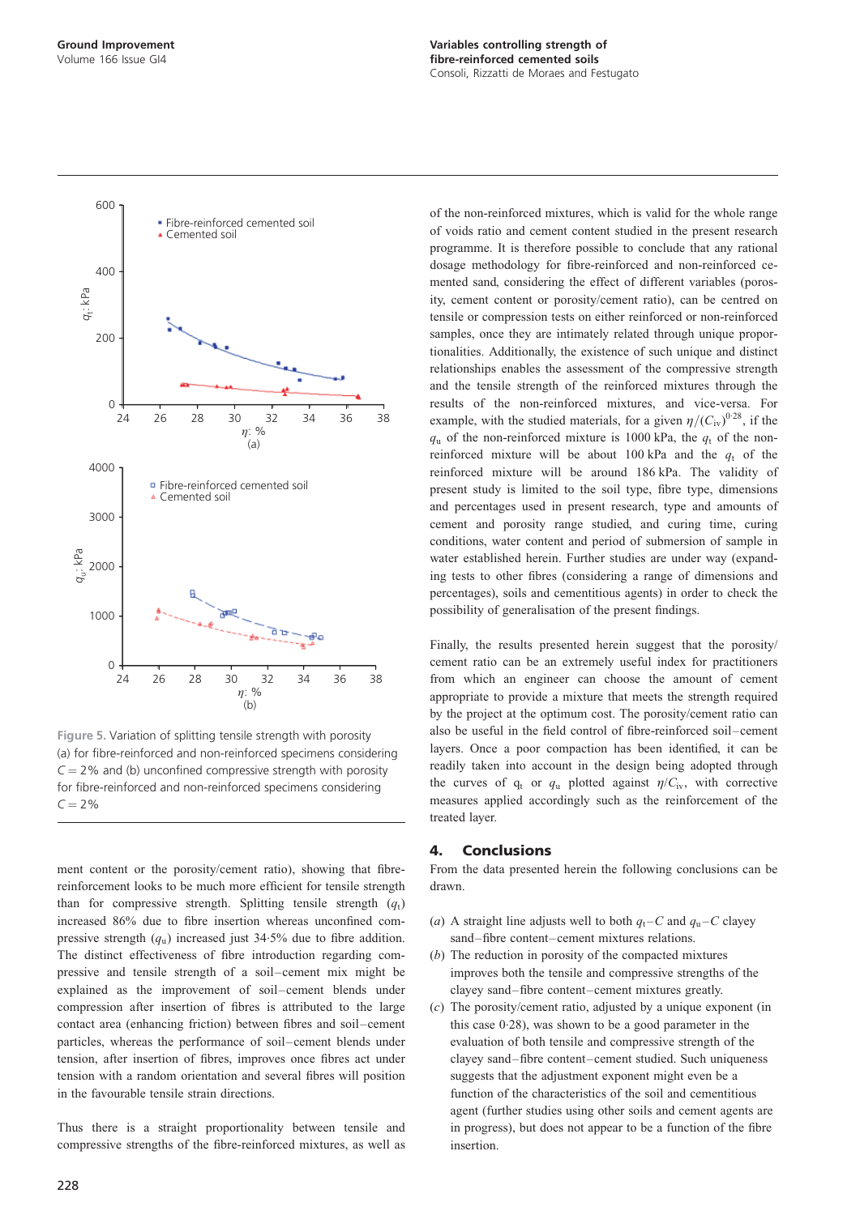600
Fibre-reinforced cemented soil
Cemented soil
$q_t$: kPa
400
200
0
24 26 28 30 32 34 36 38
$\eta$: %
(a)

4000
Fibre-reinforced cemented soil
Cemented soil
3000
$q_u$: kPa
2000
1000
0
24 26 28 30 32 34 36 38
$\eta$: %
(b)

Figure 5. Variation of splitting tensile strength with porosity (a) for fibre-reinforced and non-reinforced specimens considering $C = 2\%$ and (b) unconfined compressive strength with porosity for fibre-reinforced and non-reinforced specimens considering $C = 2\%$

ment content or the porosity/cement ratio), showing that fibre-reinforcement looks to be much more efficient for tensile strength than for compressive strength. Splitting tensile strength ($q_t$) increased 86% due to fibre insertion whereas unconfined compressive strength ($q_u$) increased just 34·5% due to fibre addition. The distinct effectiveness of fibre introduction regarding compressive and tensile strength of a soil–cement mix might be explained as the improvement of soil–cement blends under compression after insertion of fibres is attributed to the large contact area (enhancing friction) between fibres and soil–cement particles, whereas the performance of soil–cement blends under tension, after insertion of fibres, improves once fibres act under tension with a random orientation and several fibres will position in the favourable tensile strain directions.

Thus there is a straight proportionality between tensile and compressive strengths of the fibre-reinforced mixtures, as well as of the non-reinforced mixtures, which is valid for the whole range of voids ratio and cement content studied in the present research programme. It is therefore possible to conclude that any rational dosage methodology for fibre-reinforced and non-reinforced cemented sand, considering the effect of different variables (porosity, cement content or porosity/cement ratio), can be centred on tensile or compression tests on either reinforced or non-reinforced samples, once they are intimately related through unique proportionalities. Additionally, the existence of such unique and distinct relationships enables the assessment of the compressive strength and the tensile strength of the reinforced mixtures through the results of the non-reinforced mixtures, and vice-versa. For example, with the studied materials, for a given $\eta/(C_{iv})^{0 \cdot 28}$, if the $q_u$ of the non-reinforced mixture is 1000 kPa, the $q_t$ of the non-reinforced mixture will be about 100 kPa and the $q_t$ of the reinforced mixture will be around 186 kPa. The validity of present study is limited to the soil type, fibre type, dimensions and percentages used in present research, type and amounts of cement and porosity range studied, and curing time, curing conditions, water content and period of submersion of sample in water established herein. Further studies are under way (expanding tests to other fibres (considering a range of dimensions and percentages), soils and cementitious agents) in order to check the possibility of generalisation of the present findings.

Finally, the results presented herein suggest that the porosity/cement ratio can be an extremely useful index for practitioners from which an engineer can choose the amount of cement appropriate to provide a mixture that meets the strength required by the project at the optimum cost. The porosity/cement ratio can also be useful in the field control of fibre-reinforced soil–cement layers. Once a poor compaction has been identified, it can be readily taken into account in the design being adopted through the curves of $q_t$ or $q_u$ plotted against $\eta/C_{iv}$, with corrective measures applied accordingly such as the reinforcement of the treated layer.

## 4. Conclusions

From the data presented herein the following conclusions can be drawn.

(a) A straight line adjusts well to both $q_t$–$C$ and $q_u$–$C$ clayey sand–fibre content–cement mixtures relations.

(b) The reduction in porosity of the compacted mixtures improves both the tensile and compressive strengths of the clayey sand–fibre content–cement mixtures greatly.

(c) The porosity/cement ratio, adjusted by a unique exponent (in this case 0·28), was shown to be a good parameter in the evaluation of both tensile and compressive strength of the clayey sand–fibre content–cement studied. Such uniqueness suggests that the adjustment exponent might even be a function of the characteristics of the soil and cementitious agent (further studies using other soils and cement agents are in progress), but does not appear to be a function of the fibre insertion.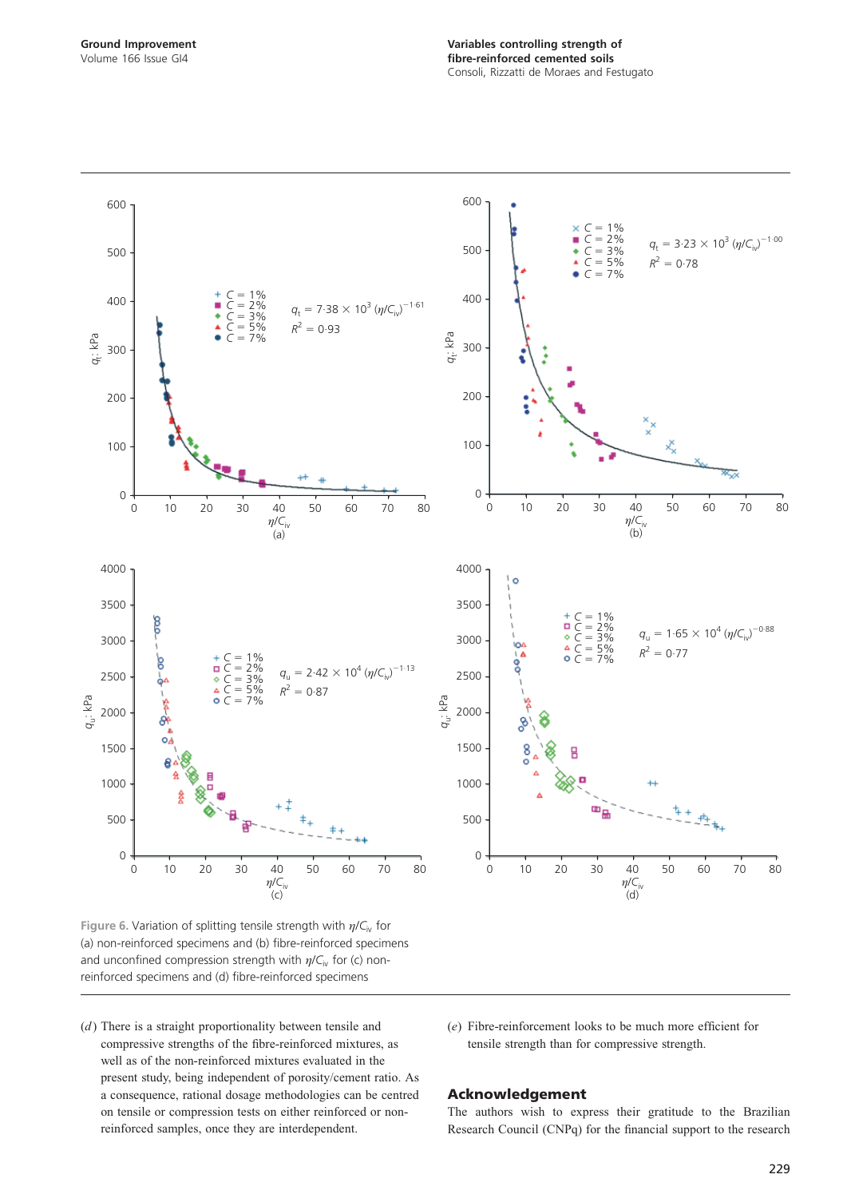Figure 6. Variation of splitting tensile strength with $\eta/C_{iv}$ for (a) non-reinforced specimens and (b) fibre-reinforced specimens and unconfined compression strength with $\eta/C_{iv}$ for (c) non-reinforced specimens and (d) fibre-reinforced specimens

(*d*) There is a straight proportionality between tensile and compressive strengths of the fibre-reinforced mixtures, as well as of the non-reinforced mixtures evaluated in the present study, being independent of porosity/cement ratio. As a consequence, rational dosage methodologies can be centred on tensile or compression tests on either reinforced or non-reinforced samples, once they are interdependent.

(*e*) Fibre-reinforcement looks to be much more efficient for tensile strength than for compressive strength.

## Acknowledgement

The authors wish to express their gratitude to the Brazilian Research Council (CNPq) for the financial support to the research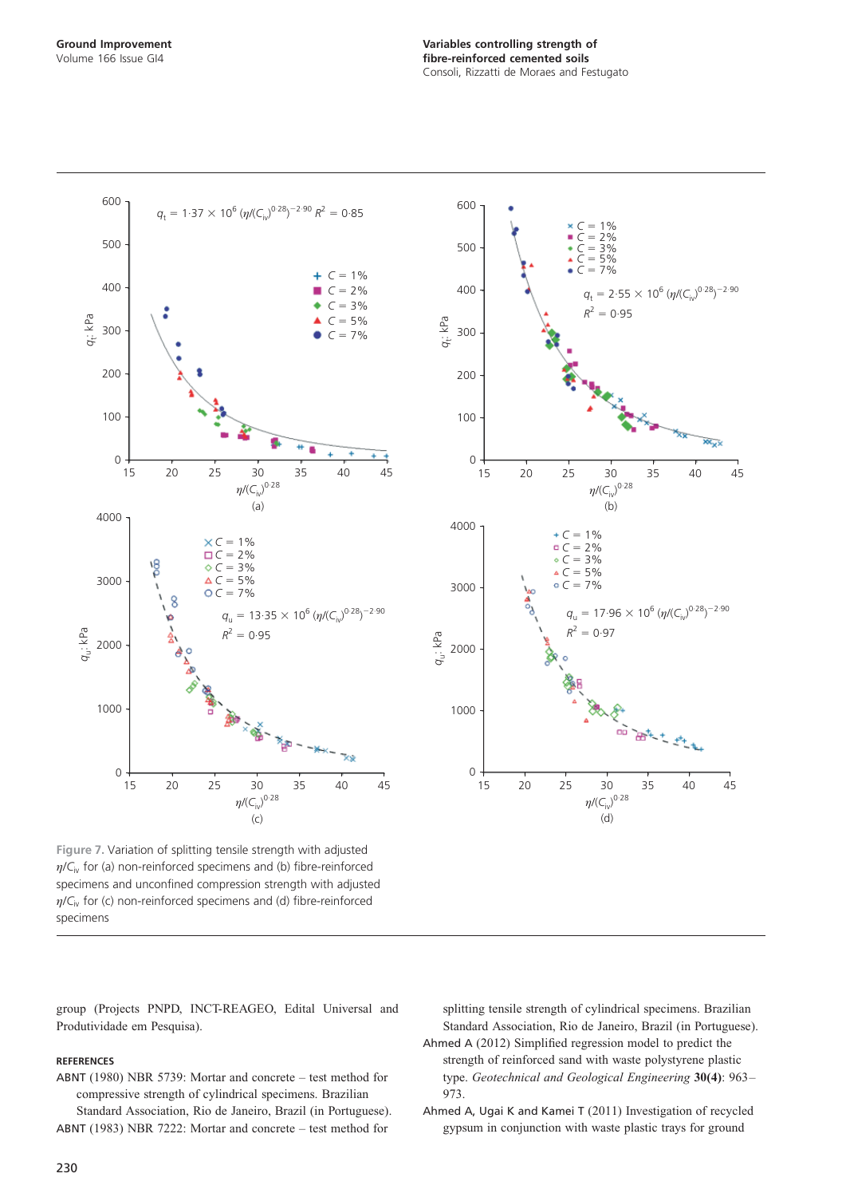Figure 7. Variation of splitting tensile strength with adjusted $\eta/C_{iv}$ for (a) non-reinforced specimens and (b) fibre-reinforced specimens and unconfined compression strength with adjusted $\eta/C_{iv}$ for (c) non-reinforced specimens and (d) fibre-reinforced specimens

group (Projects PNPD, INCT-REAGEO, Edital Universal and Produtividade em Pesquisa).

## REFERENCES

ABNT (1980) NBR 5739: Mortar and concrete – test method for compressive strength of cylindrical specimens. Brazilian Standard Association, Rio de Janeiro, Brazil (in Portuguese).

ABNT (1983) NBR 7222: Mortar and concrete – test method for splitting tensile strength of cylindrical specimens. Brazilian Standard Association, Rio de Janeiro, Brazil (in Portuguese).

Ahmed A (2012) Simplified regression model to predict the strength of reinforced sand with waste polystyrene plastic type. *Geotechnical and Geological Engineering* **30(4)**: 963–973.

Ahmed A, Ugai K and Kamei T (2011) Investigation of recycled gypsum in conjunction with waste plastic trays for ground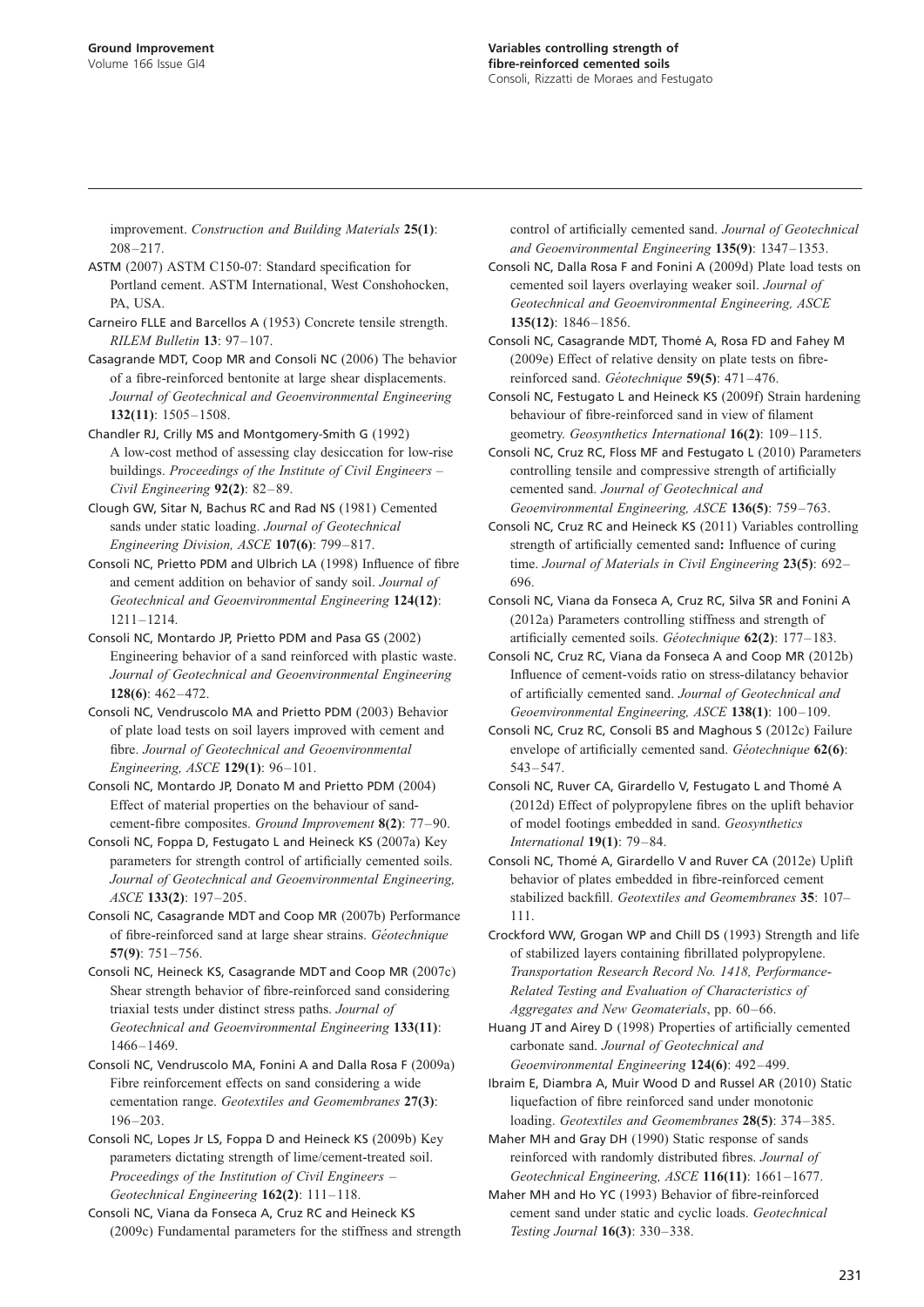improvement. *Construction and Building Materials* **25(1)**: 208–217.

ASTM (2007) ASTM C150-07: Standard specification for Portland cement. ASTM International, West Conshohocken, PA, USA.

Carneiro FLLE and Barcellos A (1953) Concrete tensile strength. *RILEM Bulletin* **13**: 97–107.

Casagrande MDT, Coop MR and Consoli NC (2006) The behavior of a fibre-reinforced bentonite at large shear displacements. *Journal of Geotechnical and Geoenvironmental Engineering* **132(11)**: 1505–1508.

Chandler RJ, Crilly MS and Montgomery-Smith G (1992) A low-cost method of assessing clay desiccation for low-rise buildings. *Proceedings of the Institute of Civil Engineers – Civil Engineering* **92(2)**: 82–89.

Clough GW, Sitar N, Bachus RC and Rad NS (1981) Cemented sands under static loading. *Journal of Geotechnical Engineering Division, ASCE* **107(6)**: 799–817.

Consoli NC, Prietto PDM and Ulbrich LA (1998) Influence of fibre and cement addition on behavior of sandy soil. *Journal of Geotechnical and Geoenvironmental Engineering* **124(12)**: 1211–1214.

Consoli NC, Montardo JP, Prietto PDM and Pasa GS (2002) Engineering behavior of a sand reinforced with plastic waste. *Journal of Geotechnical and Geoenvironmental Engineering* **128(6)**: 462–472.

Consoli NC, Vendruscolo MA and Prietto PDM (2003) Behavior of plate load tests on soil layers improved with cement and fibre. *Journal of Geotechnical and Geoenvironmental Engineering, ASCE* **129(1)**: 96–101.

Consoli NC, Montardo JP, Donato M and Prietto PDM (2004) Effect of material properties on the behaviour of sand-cement-fibre composites. *Ground Improvement* **8(2)**: 77–90.

Consoli NC, Foppa D, Festugato L and Heineck KS (2007a) Key parameters for strength control of artificially cemented soils. *Journal of Geotechnical and Geoenvironmental Engineering, ASCE* **133(2)**: 197–205.

Consoli NC, Casagrande MDT and Coop MR (2007b) Performance of fibre-reinforced sand at large shear strains. *Géotechnique* **57(9)**: 751–756.

Consoli NC, Heineck KS, Casagrande MDT and Coop MR (2007c) Shear strength behavior of fibre-reinforced sand considering triaxial tests under distinct stress paths. *Journal of Geotechnical and Geoenvironmental Engineering* **133(11)**: 1466–1469.

Consoli NC, Vendruscolo MA, Fonini A and Dalla Rosa F (2009a) Fibre reinforcement effects on sand considering a wide cementation range. *Geotextiles and Geomembranes* **27(3)**: 196–203.

Consoli NC, Lopes Jr LS, Foppa D and Heineck KS (2009b) Key parameters dictating strength of lime/cement-treated soil. *Proceedings of the Institution of Civil Engineers – Geotechnical Engineering* **162(2)**: 111–118.

Consoli NC, Viana da Fonseca A, Cruz RC and Heineck KS (2009c) Fundamental parameters for the stiffness and strength control of artificially cemented sand. *Journal of Geotechnical and Geoenvironmental Engineering* **135(9)**: 1347–1353.

Consoli NC, Dalla Rosa F and Fonini A (2009d) Plate load tests on cemented soil layers overlaying weaker soil. *Journal of Geotechnical and Geoenvironmental Engineering, ASCE* **135(12)**: 1846–1856.

Consoli NC, Casagrande MDT, Thomé A, Rosa FD and Fahey M (2009e) Effect of relative density on plate tests on fibre-reinforced sand. *Géotechnique* **59(5)**: 471–476.

Consoli NC, Festugato L and Heineck KS (2009f) Strain hardening behaviour of fibre-reinforced sand in view of filament geometry. *Geosynthetics International* **16(2)**: 109–115.

Consoli NC, Cruz RC, Floss MF and Festugato L (2010) Parameters controlling tensile and compressive strength of artificially cemented sand. *Journal of Geotechnical and Geoenvironmental Engineering, ASCE* **136(5)**: 759–763.

Consoli NC, Cruz RC and Heineck KS (2011) Variables controlling strength of artificially cemented sand**:** Influence of curing time. *Journal of Materials in Civil Engineering* **23(5)**: 692–696.

Consoli NC, Viana da Fonseca A, Cruz RC, Silva SR and Fonini A (2012a) Parameters controlling stiffness and strength of artificially cemented soils. *Géotechnique* **62(2)**: 177–183.

Consoli NC, Cruz RC, Viana da Fonseca A and Coop MR (2012b) Influence of cement-voids ratio on stress-dilatancy behavior of artificially cemented sand. *Journal of Geotechnical and Geoenvironmental Engineering, ASCE* **138(1)**: 100–109.

Consoli NC, Cruz RC, Consoli BS and Maghous S (2012c) Failure envelope of artificially cemented sand. *Géotechnique* **62(6)**: 543–547.

Consoli NC, Ruver CA, Girardello V, Festugato L and Thomé A (2012d) Effect of polypropylene fibres on the uplift behavior of model footings embedded in sand. *Geosynthetics International* **19(1)**: 79–84.

Consoli NC, Thomé A, Girardello V and Ruver CA (2012e) Uplift behavior of plates embedded in fibre-reinforced cement stabilized backfill. *Geotextiles and Geomembranes* **35**: 107–111.

Crockford WW, Grogan WP and Chill DS (1993) Strength and life of stabilized layers containing fibrillated polypropylene. *Transportation Research Record No. 1418, Performance-Related Testing and Evaluation of Characteristics of Aggregates and New Geomaterials*, pp. 60–66.

Huang JT and Airey D (1998) Properties of artificially cemented carbonate sand. *Journal of Geotechnical and Geoenvironmental Engineering* **124(6)**: 492–499.

Ibraim E, Diambra A, Muir Wood D and Russel AR (2010) Static liquefaction of fibre reinforced sand under monotonic loading. *Geotextiles and Geomembranes* **28(5)**: 374–385.

Maher MH and Gray DH (1990) Static response of sands reinforced with randomly distributed fibres. *Journal of Geotechnical Engineering, ASCE* **116(11)**: 1661–1677.

Maher MH and Ho YC (1993) Behavior of fibre-reinforced cement sand under static and cyclic loads. *Geotechnical Testing Journal* **16(3)**: 330–338.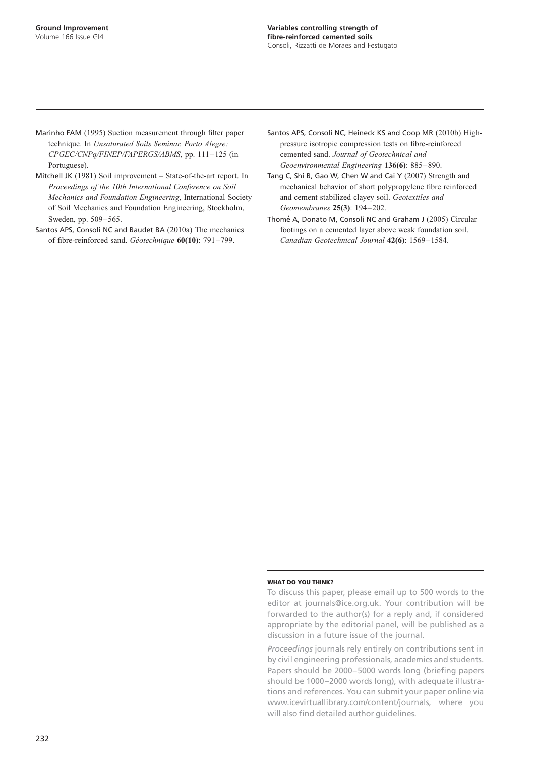Marinho FAM (1995) Suction measurement through filter paper technique. In *Unsaturated Soils Seminar. Porto Alegre: CPGEC/CNPq/FINEP/FAPERGS/ABMS*, pp. 111–125 (in Portuguese).

Mitchell JK (1981) Soil improvement – State-of-the-art report. In *Proceedings of the 10th International Conference on Soil Mechanics and Foundation Engineering*, International Society of Soil Mechanics and Foundation Engineering, Stockholm, Sweden, pp. 509–565.

Santos APS, Consoli NC and Baudet BA (2010a) The mechanics of fibre-reinforced sand. *Géotechnique* **60(10)**: 791–799.

Santos APS, Consoli NC, Heineck KS and Coop MR (2010b) High-pressure isotropic compression tests on fibre-reinforced cemented sand. *Journal of Geotechnical and Geoenvironmental Engineering* **136(6)**: 885–890.

Tang C, Shi B, Gao W, Chen W and Cai Y (2007) Strength and mechanical behavior of short polypropylene fibre reinforced and cement stabilized clayey soil. *Geotextiles and Geomembranes* **25(3)**: 194–202.

Thomé A, Donato M, Consoli NC and Graham J (2005) Circular footings on a cemented layer above weak foundation soil. *Canadian Geotechnical Journal* **42(6)**: 1569–1584.

**WHAT DO YOU THINK?**

To discuss this paper, please email up to 500 words to the editor at journals@ice.org.uk. Your contribution will be forwarded to the author(s) for a reply and, if considered appropriate by the editorial panel, will be published as a discussion in a future issue of the journal.

*Proceedings* journals rely entirely on contributions sent in by civil engineering professionals, academics and students. Papers should be 2000–5000 words long (briefing papers should be 1000–2000 words long), with adequate illustrations and references. You can submit your paper online via www.icevirtuallibrary.com/content/journals, where you will also find detailed author guidelines.